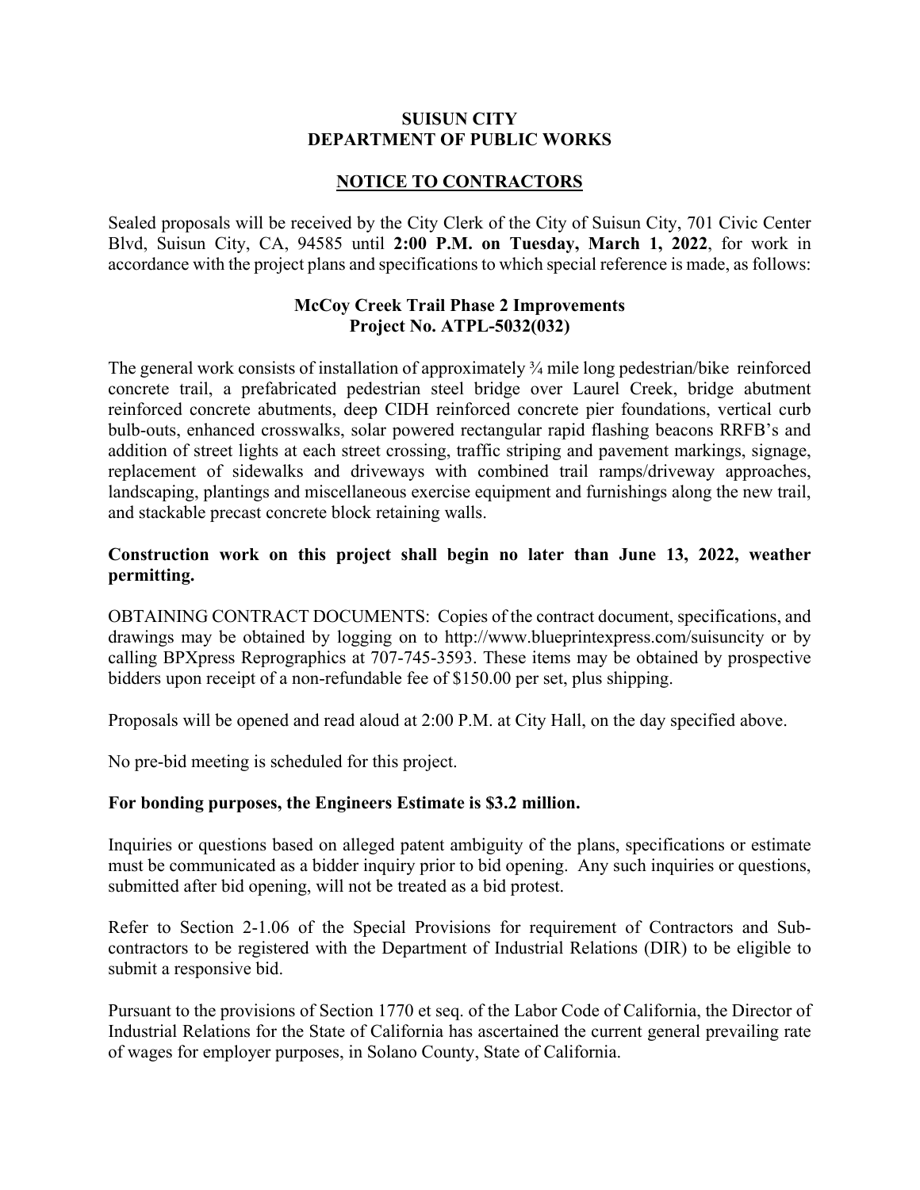**SUISUN CITY**
**DEPARTMENT OF PUBLIC WORKS**

**NOTICE TO CONTRACTORS**

Sealed proposals will be received by the City Clerk of the City of Suisun City, 701 Civic Center Blvd, Suisun City, CA, 94585 until **2:00 P.M. on Tuesday, March 1, 2022**, for work in accordance with the project plans and specifications to which special reference is made, as follows:

**McCoy Creek Trail Phase 2 Improvements**
**Project No. ATPL-5032(032)**

The general work consists of installation of approximately ¾ mile long pedestrian/bike reinforced concrete trail, a prefabricated pedestrian steel bridge over Laurel Creek, bridge abutment reinforced concrete abutments, deep CIDH reinforced concrete pier foundations, vertical curb bulb-outs, enhanced crosswalks, solar powered rectangular rapid flashing beacons RRFB's and addition of street lights at each street crossing, traffic striping and pavement markings, signage, replacement of sidewalks and driveways with combined trail ramps/driveway approaches, landscaping, plantings and miscellaneous exercise equipment and furnishings along the new trail, and stackable precast concrete block retaining walls.

**Construction work on this project shall begin no later than June 13, 2022, weather permitting.**

OBTAINING CONTRACT DOCUMENTS: Copies of the contract document, specifications, and drawings may be obtained by logging on to http://www.blueprintexpress.com/suisuncity or by calling BPXpress Reprographics at 707-745-3593. These items may be obtained by prospective bidders upon receipt of a non-refundable fee of $150.00 per set, plus shipping.

Proposals will be opened and read aloud at 2:00 P.M. at City Hall, on the day specified above.

No pre-bid meeting is scheduled for this project.

**For bonding purposes, the Engineers Estimate is $3.2 million.**

Inquiries or questions based on alleged patent ambiguity of the plans, specifications or estimate must be communicated as a bidder inquiry prior to bid opening. Any such inquiries or questions, submitted after bid opening, will not be treated as a bid protest.

Refer to Section 2-1.06 of the Special Provisions for requirement of Contractors and Sub-contractors to be registered with the Department of Industrial Relations (DIR) to be eligible to submit a responsive bid.

Pursuant to the provisions of Section 1770 et seq. of the Labor Code of California, the Director of Industrial Relations for the State of California has ascertained the current general prevailing rate of wages for employer purposes, in Solano County, State of California.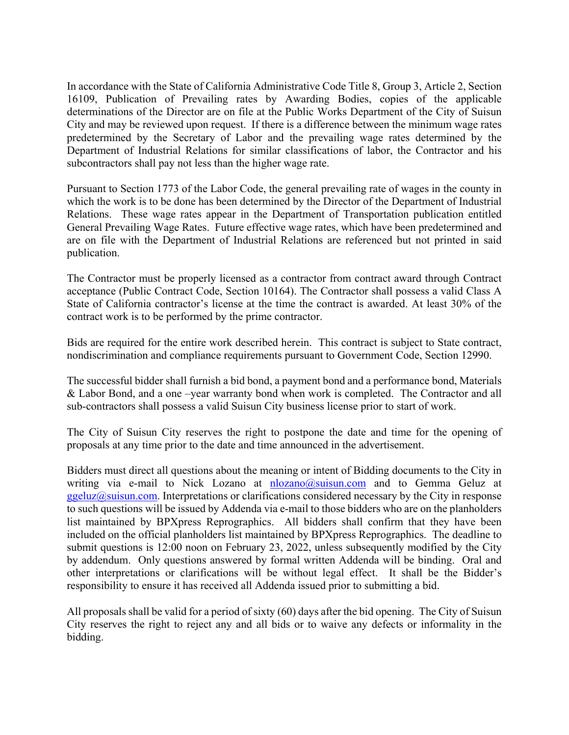In accordance with the State of California Administrative Code Title 8, Group 3, Article 2, Section 16109, Publication of Prevailing rates by Awarding Bodies, copies of the applicable determinations of the Director are on file at the Public Works Department of the City of Suisun City and may be reviewed upon request. If there is a difference between the minimum wage rates predetermined by the Secretary of Labor and the prevailing wage rates determined by the Department of Industrial Relations for similar classifications of labor, the Contractor and his subcontractors shall pay not less than the higher wage rate.

Pursuant to Section 1773 of the Labor Code, the general prevailing rate of wages in the county in which the work is to be done has been determined by the Director of the Department of Industrial Relations. These wage rates appear in the Department of Transportation publication entitled General Prevailing Wage Rates. Future effective wage rates, which have been predetermined and are on file with the Department of Industrial Relations are referenced but not printed in said publication.

The Contractor must be properly licensed as a contractor from contract award through Contract acceptance (Public Contract Code, Section 10164). The Contractor shall possess a valid Class A State of California contractor's license at the time the contract is awarded. At least 30% of the contract work is to be performed by the prime contractor.

Bids are required for the entire work described herein. This contract is subject to State contract, nondiscrimination and compliance requirements pursuant to Government Code, Section 12990.

The successful bidder shall furnish a bid bond, a payment bond and a performance bond, Materials & Labor Bond, and a one –year warranty bond when work is completed. The Contractor and all sub-contractors shall possess a valid Suisun City business license prior to start of work.

The City of Suisun City reserves the right to postpone the date and time for the opening of proposals at any time prior to the date and time announced in the advertisement.

Bidders must direct all questions about the meaning or intent of Bidding documents to the City in writing via e-mail to Nick Lozano at nlozano@suisun.com and to Gemma Geluz at ggeluz@suisun.com. Interpretations or clarifications considered necessary by the City in response to such questions will be issued by Addenda via e-mail to those bidders who are on the planholders list maintained by BPXpress Reprographics. All bidders shall confirm that they have been included on the official planholders list maintained by BPXpress Reprographics. The deadline to submit questions is 12:00 noon on February 23, 2022, unless subsequently modified by the City by addendum. Only questions answered by formal written Addenda will be binding. Oral and other interpretations or clarifications will be without legal effect. It shall be the Bidder's responsibility to ensure it has received all Addenda issued prior to submitting a bid.

All proposals shall be valid for a period of sixty (60) days after the bid opening. The City of Suisun City reserves the right to reject any and all bids or to waive any defects or informality in the bidding.